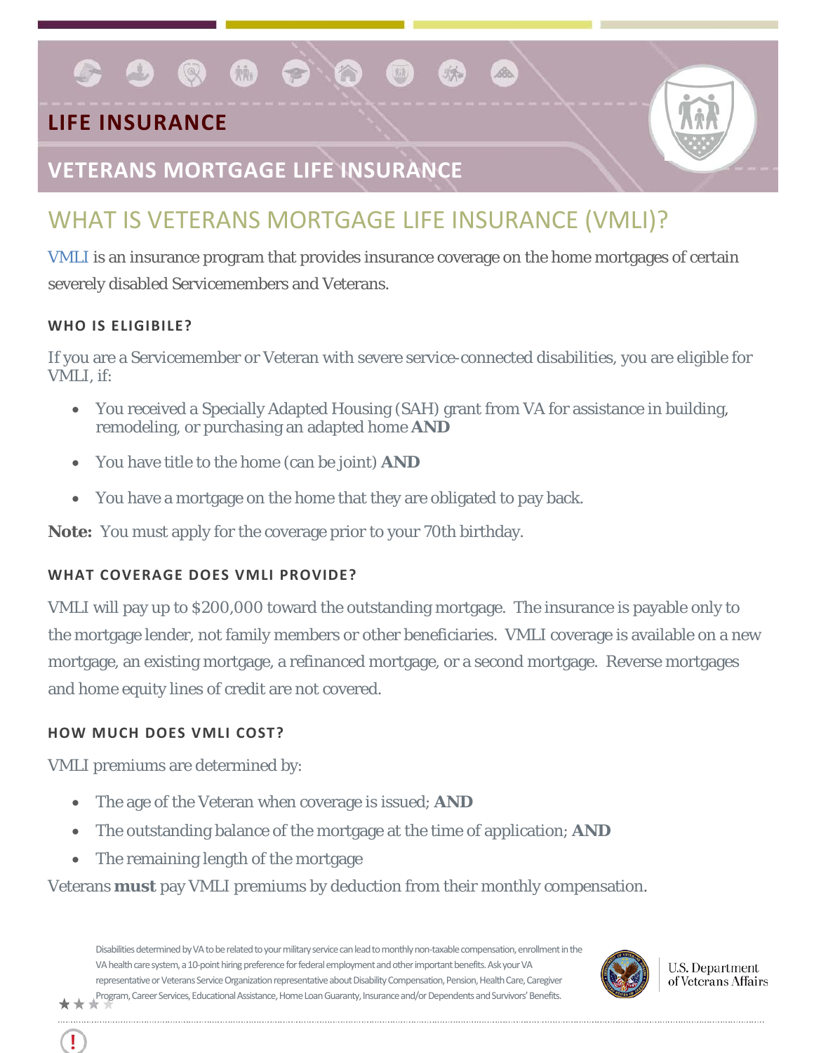# LIFE INSURANCE

## VETERANS MORTGAGE LIFE INSURANCE

## WHAT IS VETERANS MORTGAGE LIFE INSURANCE (VMLI)?

VMLI is an insurance program that provides insurance coverage on the home mortgages of certain severely disabled Servicemembers and Veterans.

### WHO IS ELIGIBILE?

If you are a Servicemember or Veteran with severe service-connected disabilities, you are eligible for VMLI, if:

- You received a Specially Adapted Housing (SAH) grant from VA for assistance in building, remodeling, or purchasing an adapted home **AND**
- You have title to the home (can be joint) **AND**
- You have a mortgage on the home that they are obligated to pay back.

**Note:** You must apply for the coverage prior to your 70th birthday.

### WHAT COVERAGE DOES VMLI PROVIDE?

VMLI will pay up to $200,000 toward the outstanding mortgage. The insurance is payable only to the mortgage lender, not family members or other beneficiaries. VMLI coverage is available on a new mortgage, an existing mortgage, a refinanced mortgage, or a second mortgage. Reverse mortgages and home equity lines of credit are not covered.

### HOW MUCH DOES VMLI COST?

VMLI premiums are determined by:

- The age of the Veteran when coverage is issued; **AND**
- The outstanding balance of the mortgage at the time of application; **AND**
- The remaining length of the mortgage

Veterans **must** pay VMLI premiums by deduction from their monthly compensation.

Disabilities determined by VA to be related to your military service can lead to monthly non-taxable compensation, enrollment in the VA health care system, a 10-point hiring preference for federal employment and other important benefits. Ask your VA representative or Veterans Service Organization representative about Disability Compensation, Pension, Health Care, Caregiver Program, Career Services, Educational Assistance, Home Loan Guaranty, Insurance and/or Dependents and Survivors' Benefits.

U.S. Department of Veterans Affairs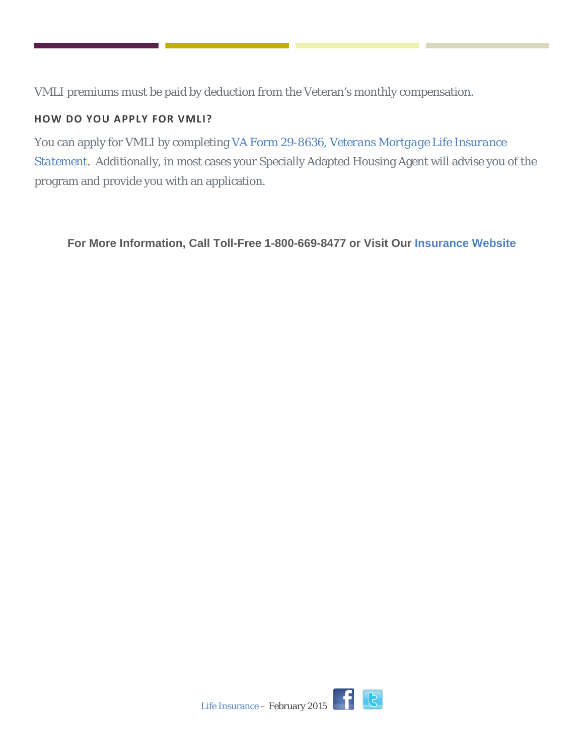VMLI premiums must be paid by deduction from the Veteran's monthly compensation.

### HOW DO YOU APPLY FOR VMLI?

You can apply for VMLI by completing *VA Form 29-8636, Veterans Mortgage Life Insurance Statement*. Additionally, in most cases your Specially Adapted Housing Agent will advise you of the program and provide you with an application.

**For More Information, Call Toll-Free 1-800-669-8477 or Visit Our Insurance Website**